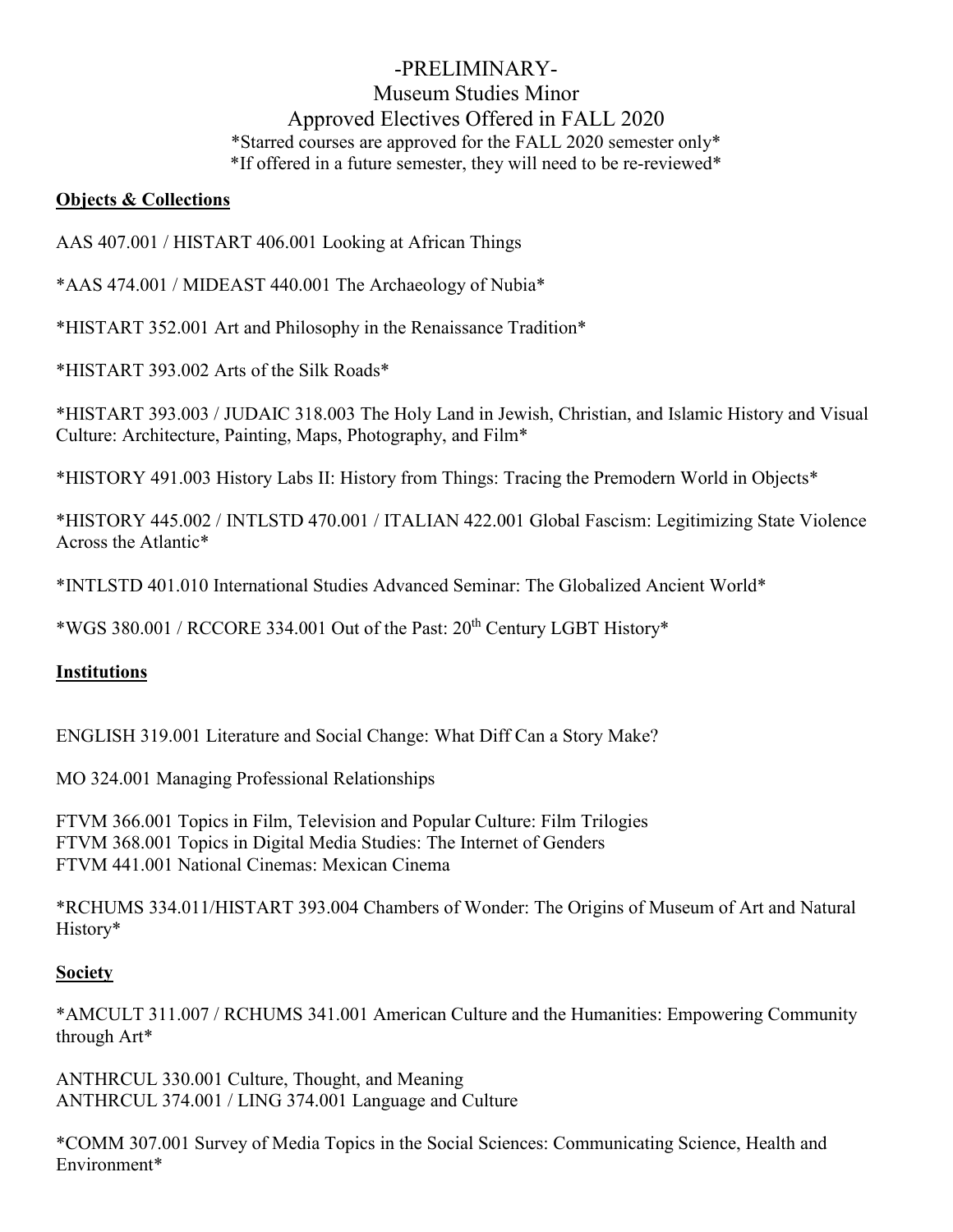# -PRELIMINARY-

## Museum Studies Minor

## Approved Electives Offered in FALL 2020

*Starred courses are approved for the FALL 2020 semester only*
*If offered in a future semester, they will need to be re-reviewed*

### Objects & Collections

AAS 407.001 / HISTART 406.001 Looking at African Things

*AAS 474.001 / MIDEAST 440.001 The Archaeology of Nubia*

*HISTART 352.001 Art and Philosophy in the Renaissance Tradition*

*HISTART 393.002 Arts of the Silk Roads*

*HISTART 393.003 / JUDAIC 318.003 The Holy Land in Jewish, Christian, and Islamic History and Visual Culture: Architecture, Painting, Maps, Photography, and Film*

*HISTORY 491.003 History Labs II: History from Things: Tracing the Premodern World in Objects*

*HISTORY 445.002 / INTLSTD 470.001 / ITALIAN 422.001 Global Fascism: Legitimizing State Violence Across the Atlantic*

*INTLSTD 401.010 International Studies Advanced Seminar: The Globalized Ancient World*

*WGS 380.001 / RCCORE 334.001 Out of the Past: 20th Century LGBT History*

### Institutions

ENGLISH 319.001 Literature and Social Change: What Diff Can a Story Make?

MO 324.001 Managing Professional Relationships

FTVM 366.001 Topics in Film, Television and Popular Culture: Film Trilogies
FTVM 368.001 Topics in Digital Media Studies: The Internet of Genders
FTVM 441.001 National Cinemas: Mexican Cinema

*RCHUMS 334.011/HISTART 393.004 Chambers of Wonder: The Origins of Museum of Art and Natural History*

### Society

*AMCULT 311.007 / RCHUMS 341.001 American Culture and the Humanities: Empowering Community through Art*

ANTHRCUL 330.001 Culture, Thought, and Meaning
ANTHRCUL 374.001 / LING 374.001 Language and Culture

*COMM 307.001 Survey of Media Topics in the Social Sciences: Communicating Science, Health and Environment*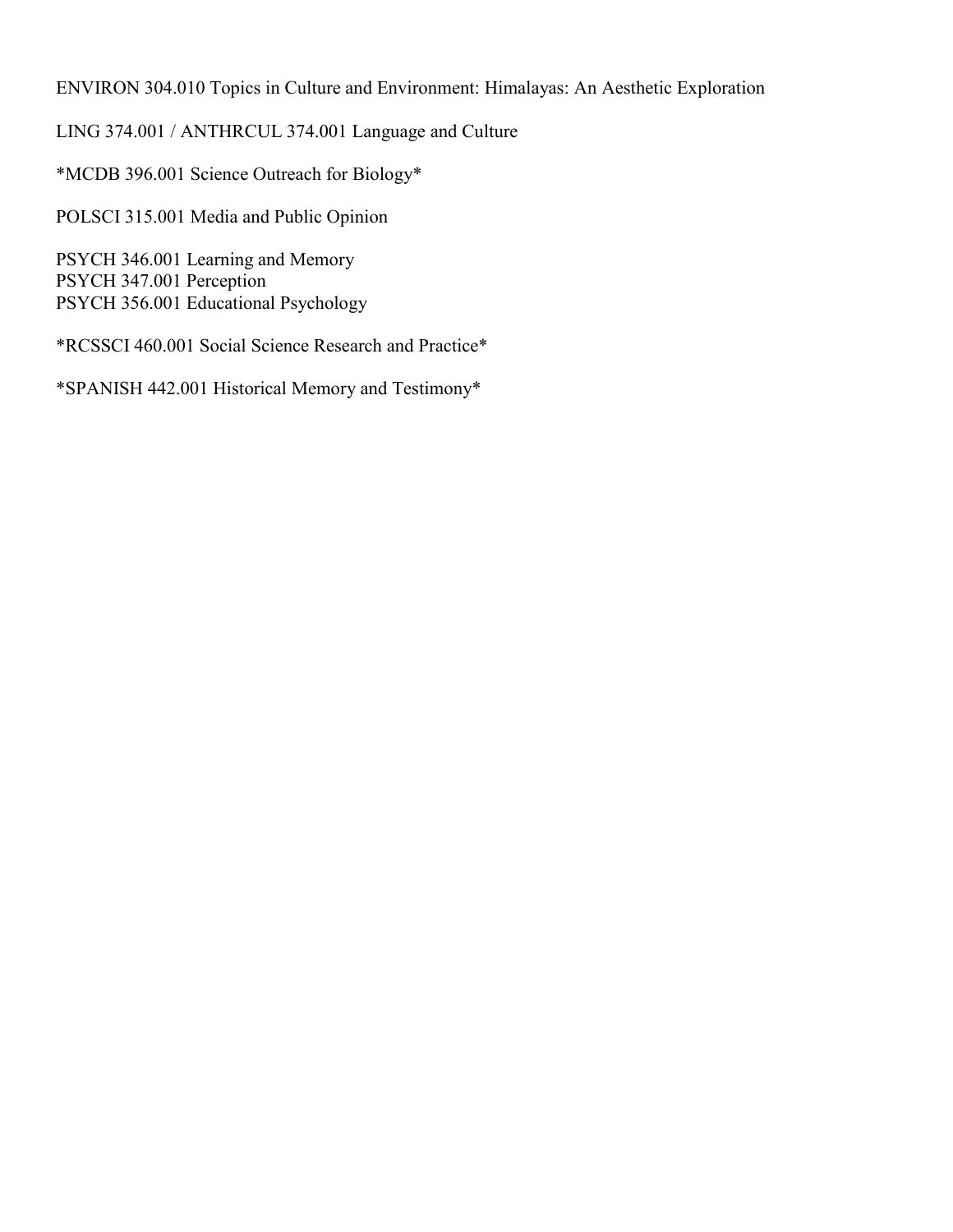ENVIRON 304.010 Topics in Culture and Environment: Himalayas: An Aesthetic Exploration

LING 374.001 / ANTHRCUL 374.001 Language and Culture

*MCDB 396.001 Science Outreach for Biology*

POLSCI 315.001 Media and Public Opinion

PSYCH 346.001 Learning and Memory
PSYCH 347.001 Perception
PSYCH 356.001 Educational Psychology

*RCSSCI 460.001 Social Science Research and Practice*

*SPANISH 442.001 Historical Memory and Testimony*